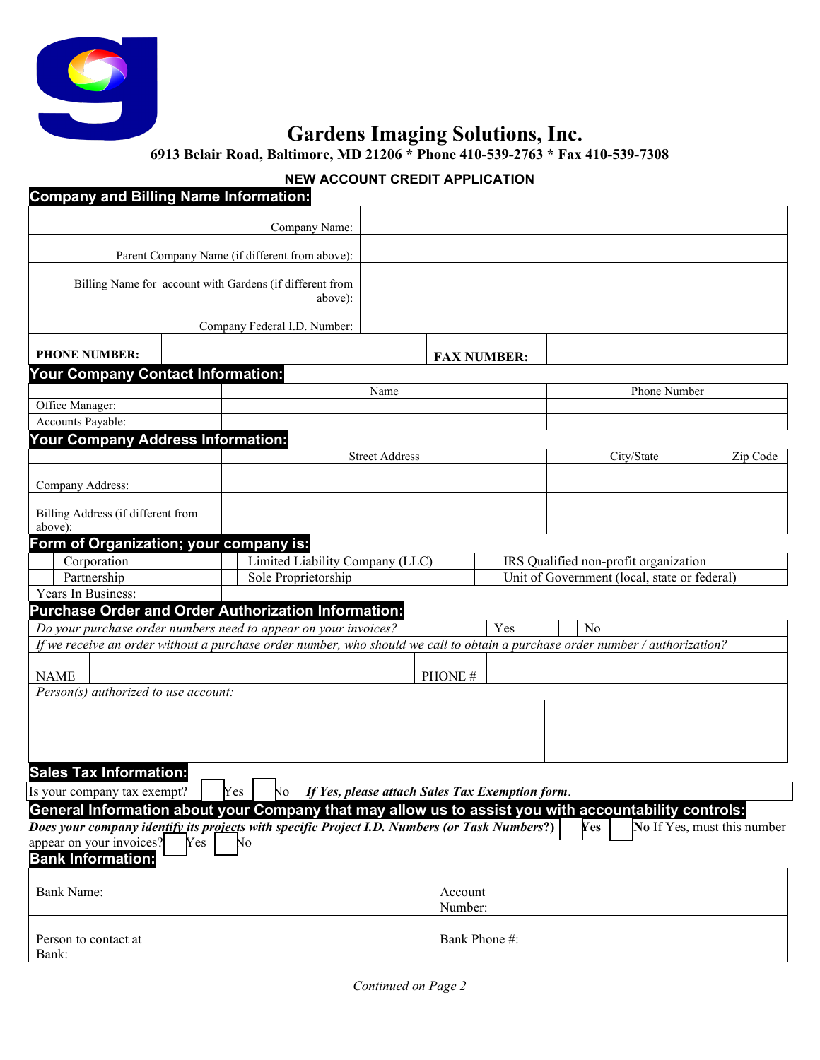# Gardens Imaging Solutions, Inc.

**6913 Belair Road, Baltimore, MD 21206 * Phone 410-539-2763 * Fax 410-539-7308**

**NEW ACCOUNT CREDIT APPLICATION**

## Company and Billing Name Information:

| | |
|---|---|
| Company Name: | |
| Parent Company Name (if different from above): | |
| Billing Name for account with Gardens (if different from above): | |
| Company Federal I.D. Number: | |

| | | | |
|---|---|---|---|
| **PHONE NUMBER:** | | **FAX NUMBER:** | |

## Your Company Contact Information:

| | Name | Phone Number |
|---|---|---|
| Office Manager: | | |
| Accounts Payable: | | |

## Your Company Address Information:

| | Street Address | City/State | Zip Code |
|---|---|---|---|
| Company Address: | | | |
| Billing Address (if different from above): | | | |

## Form of Organization; your company is:

| | | | | | |
|---|---|---|---|---|---|
| | Corporation | | Limited Liability Company (LLC) | | IRS Qualified non-profit organization |
| | Partnership | | Sole Proprietorship | | Unit of Government (local, state or federal) |

Years In Business:

## Purchase Order and Order Authorization Information:

*Do your purchase order numbers need to appear on your invoices?* ☐ Yes ☐ No

*If we receive an order without a purchase order number, who should we call to obtain a purchase order number / authorization?*

| | | | |
|---|---|---|---|
| NAME | | PHONE # | |

*Person(s) authorized to use account:*

| | | |
|---|---|---|
| | | |
| | | |

## Sales Tax Information:

Is your company tax exempt? ☐ Yes ☐ No ***If Yes, please attach Sales Tax Exemption form*.**

## General Information about your Company that may allow us to assist you with accountability controls:

***Does your company identify its projects with specific Project I.D. Numbers (or Task Numbers?)*** ☐ **Yes** ☐ **No** If Yes, must this number appear on your invoices? ☐ Yes ☐ No

## Bank Information:

| | | | |
|---|---|---|---|
| Bank Name: | | Account Number: | |
| Person to contact at Bank: | | Bank Phone #: | |

*Continued on Page 2*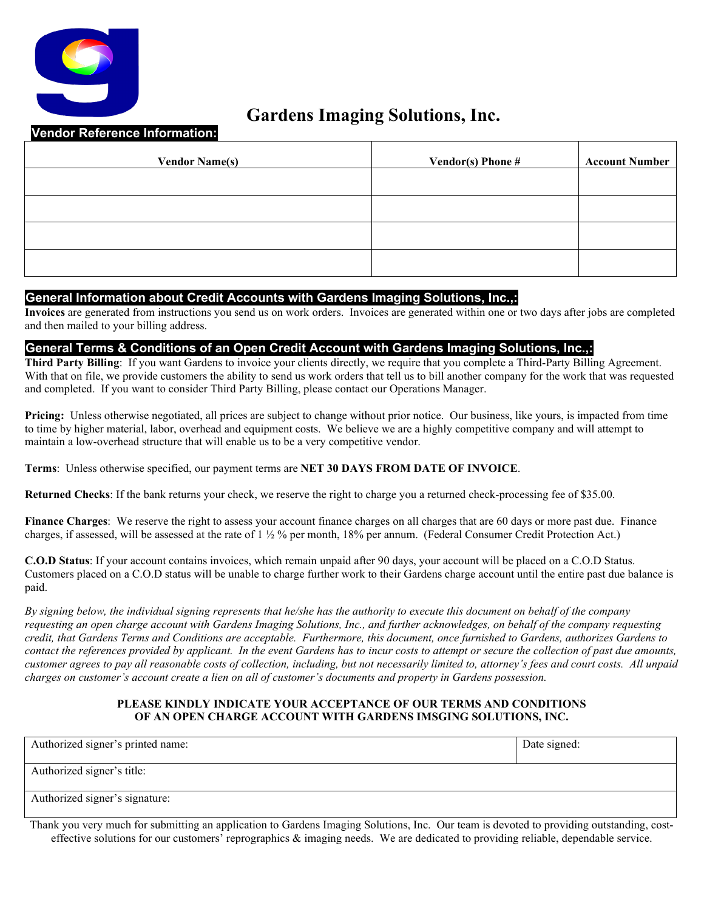# Gardens Imaging Solutions, Inc.

## Vendor Reference Information:

| Vendor Name(s) | Vendor(s) Phone # | Account Number |
|---|---|---|
| | | |
| | | |
| | | |
| | | |

## General Information about Credit Accounts with Gardens Imaging Solutions, Inc.,:

**Invoices** are generated from instructions you send us on work orders. Invoices are generated within one or two days after jobs are completed and then mailed to your billing address.

## General Terms & Conditions of an Open Credit Account with Gardens Imaging Solutions, Inc.,:

**Third Party Billing**: If you want Gardens to invoice your clients directly, we require that you complete a Third-Party Billing Agreement. With that on file, we provide customers the ability to send us work orders that tell us to bill another company for the work that was requested and completed. If you want to consider Third Party Billing, please contact our Operations Manager.

**Pricing:** Unless otherwise negotiated, all prices are subject to change without prior notice. Our business, like yours, is impacted from time to time by higher material, labor, overhead and equipment costs. We believe we are a highly competitive company and will attempt to maintain a low-overhead structure that will enable us to be a very competitive vendor.

**Terms**: Unless otherwise specified, our payment terms are **NET 30 DAYS FROM DATE OF INVOICE**.

**Returned Checks**: If the bank returns your check, we reserve the right to charge you a returned check-processing fee of $35.00.

**Finance Charges**: We reserve the right to assess your account finance charges on all charges that are 60 days or more past due. Finance charges, if assessed, will be assessed at the rate of 1 ½ % per month, 18% per annum. (Federal Consumer Credit Protection Act.)

**C.O.D Status**: If your account contains invoices, which remain unpaid after 90 days, your account will be placed on a C.O.D Status. Customers placed on a C.O.D status will be unable to charge further work to their Gardens charge account until the entire past due balance is paid.

*By signing below, the individual signing represents that he/she has the authority to execute this document on behalf of the company requesting an open charge account with Gardens Imaging Solutions, Inc., and further acknowledges, on behalf of the company requesting credit, that Gardens Terms and Conditions are acceptable. Furthermore, this document, once furnished to Gardens, authorizes Gardens to contact the references provided by applicant. In the event Gardens has to incur costs to attempt or secure the collection of past due amounts, customer agrees to pay all reasonable costs of collection, including, but not necessarily limited to, attorney's fees and court costs. All unpaid charges on customer's account create a lien on all of customer's documents and property in Gardens possession.*

**PLEASE KINDLY INDICATE YOUR ACCEPTANCE OF OUR TERMS AND CONDITIONS OF AN OPEN CHARGE ACCOUNT WITH GARDENS IMSGING SOLUTIONS, INC.**

| | |
|---|---|
| Authorized signer's printed name: | Date signed: |
| Authorized signer's title: | |
| Authorized signer's signature: | |

Thank you very much for submitting an application to Gardens Imaging Solutions, Inc. Our team is devoted to providing outstanding, cost-effective solutions for our customers' reprographics & imaging needs. We are dedicated to providing reliable, dependable service.